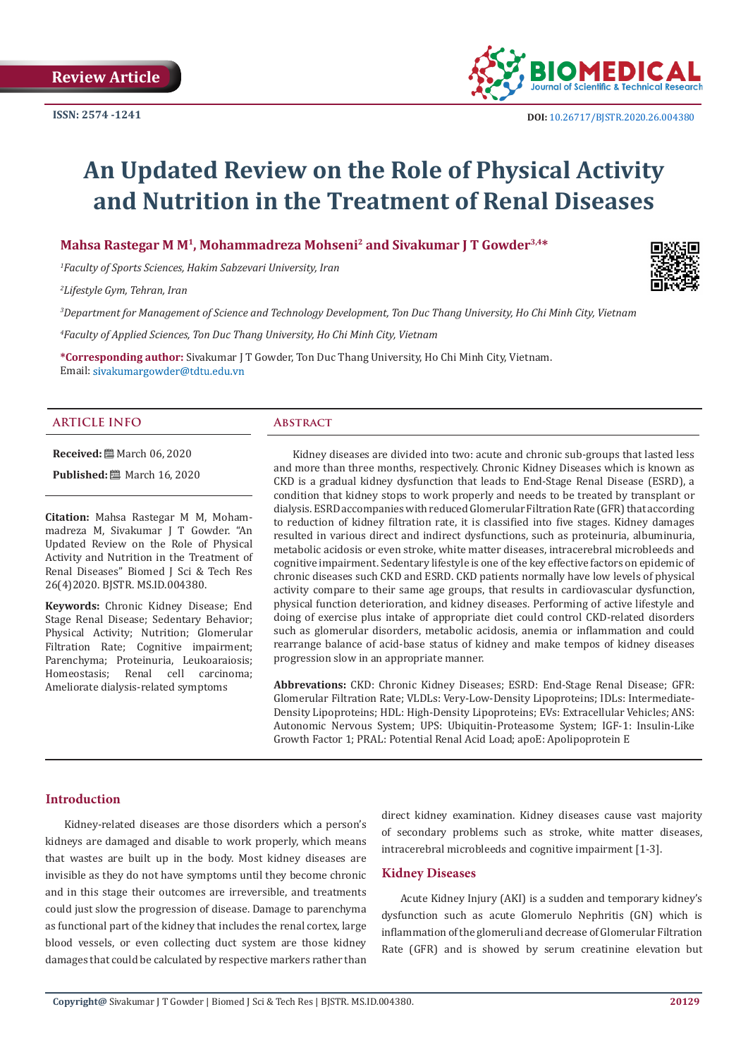Review Article

ISSN: 2574 -1241

DOI: 10.26717/BJSTR.2020.26.004380

# An Updated Review on the Role of Physical Activity and Nutrition in the Treatment of Renal Diseases

**Mahsa Rastegar M M[1], Mohammadreza Mohseni[2] and Sivakumar J T Gowder[3,4]***

[1]*Faculty of Sports Sciences, Hakim Sabzevari University, Iran*

[2]*Lifestyle Gym, Tehran, Iran*

[3]*Department for Management of Science and Technology Development, Ton Duc Thang University, Ho Chi Minh City, Vietnam*

[4]*Faculty of Applied Sciences, Ton Duc Thang University, Ho Chi Minh City, Vietnam*

**\*Corresponding author:** Sivakumar J T Gowder, Ton Duc Thang University, Ho Chi Minh City, Vietnam.
Email: sivakumargowder@tdtu.edu.vn

## ARTICLE INFO

**Received:** March 06, 2020

**Published:** March 16, 2020

**Citation:** Mahsa Rastegar M M, Mohammadreza M, Sivakumar J T Gowder. "An Updated Review on the Role of Physical Activity and Nutrition in the Treatment of Renal Diseases" Biomed J Sci & Tech Res 26(4)2020. BJSTR. MS.ID.004380.

**Keywords:** Chronic Kidney Disease; End Stage Renal Disease; Sedentary Behavior; Physical Activity; Nutrition; Glomerular Filtration Rate; Cognitive impairment; Parenchyma; Proteinuria, Leukoaraiosis; Homeostasis; Renal cell carcinoma; Ameliorate dialysis-related symptoms

## Abstract

Kidney diseases are divided into two: acute and chronic sub-groups that lasted less and more than three months, respectively. Chronic Kidney Diseases which is known as CKD is a gradual kidney dysfunction that leads to End-Stage Renal Disease (ESRD), a condition that kidney stops to work properly and needs to be treated by transplant or dialysis. ESRD accompanies with reduced Glomerular Filtration Rate (GFR) that according to reduction of kidney filtration rate, it is classified into five stages. Kidney damages resulted in various direct and indirect dysfunctions, such as proteinuria, albuminuria, metabolic acidosis or even stroke, white matter diseases, intracerebral microbleeds and cognitive impairment. Sedentary lifestyle is one of the key effective factors on epidemic of chronic diseases such CKD and ESRD. CKD patients normally have low levels of physical activity compare to their same age groups, that results in cardiovascular dysfunction, physical function deterioration, and kidney diseases. Performing of active lifestyle and doing of exercise plus intake of appropriate diet could control CKD-related disorders such as glomerular disorders, metabolic acidosis, anemia or inflammation and could rearrange balance of acid-base status of kidney and make tempos of kidney diseases progression slow in an appropriate manner.

**Abbrevations:** CKD: Chronic Kidney Diseases; ESRD: End-Stage Renal Disease; GFR: Glomerular Filtration Rate; VLDLs: Very-Low-Density Lipoproteins; IDLs: Intermediate-Density Lipoproteins; HDL: High-Density Lipoproteins; EVs: Extracellular Vehicles; ANS: Autonomic Nervous System; UPS: Ubiquitin-Proteasome System; IGF-1: Insulin-Like Growth Factor 1; PRAL: Potential Renal Acid Load; apoE: Apolipoprotein E

## Introduction

Kidney-related diseases are those disorders which a person's kidneys are damaged and disable to work properly, which means that wastes are built up in the body. Most kidney diseases are invisible as they do not have symptoms until they become chronic and in this stage their outcomes are irreversible, and treatments could just slow the progression of disease. Damage to parenchyma as functional part of the kidney that includes the renal cortex, large blood vessels, or even collecting duct system are those kidney damages that could be calculated by respective markers rather than direct kidney examination. Kidney diseases cause vast majority of secondary problems such as stroke, white matter diseases, intracerebral microbleeds and cognitive impairment [1-3].

## Kidney Diseases

Acute Kidney Injury (AKI) is a sudden and temporary kidney's dysfunction such as acute Glomerulo Nephritis (GN) which is inflammation of the glomeruli and decrease of Glomerular Filtration Rate (GFR) and is showed by serum creatinine elevation but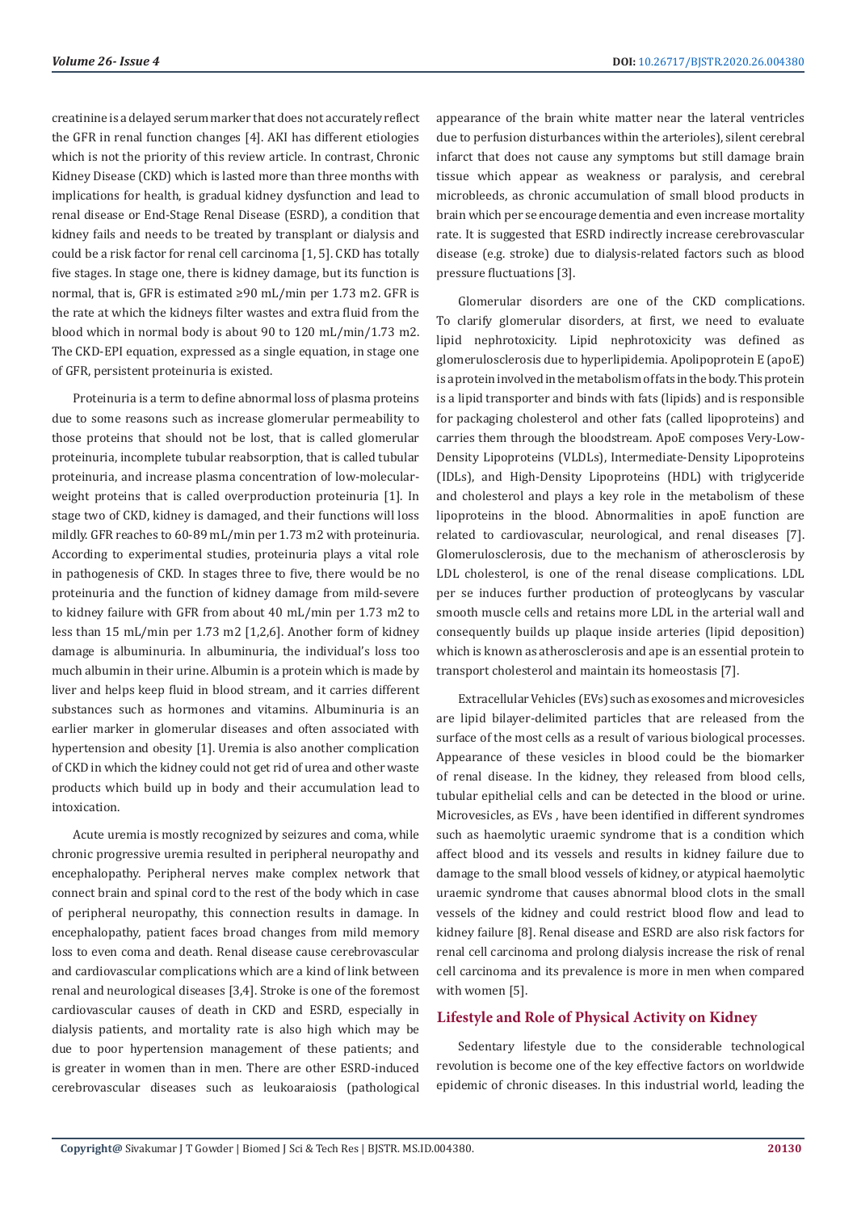creatinine is a delayed serum marker that does not accurately reflect the GFR in renal function changes [4]. AKI has different etiologies which is not the priority of this review article. In contrast, Chronic Kidney Disease (CKD) which is lasted more than three months with implications for health, is gradual kidney dysfunction and lead to renal disease or End-Stage Renal Disease (ESRD), a condition that kidney fails and needs to be treated by transplant or dialysis and could be a risk factor for renal cell carcinoma [1, 5]. CKD has totally five stages. In stage one, there is kidney damage, but its function is normal, that is, GFR is estimated ≥90 mL/min per 1.73 m2. GFR is the rate at which the kidneys filter wastes and extra fluid from the blood which in normal body is about 90 to 120 mL/min/1.73 m2. The CKD-EPI equation, expressed as a single equation, in stage one of GFR, persistent proteinuria is existed.

Proteinuria is a term to define abnormal loss of plasma proteins due to some reasons such as increase glomerular permeability to those proteins that should not be lost, that is called glomerular proteinuria, incomplete tubular reabsorption, that is called tubular proteinuria, and increase plasma concentration of low-molecular-weight proteins that is called overproduction proteinuria [1]. In stage two of CKD, kidney is damaged, and their functions will loss mildly. GFR reaches to 60-89 mL/min per 1.73 m2 with proteinuria. According to experimental studies, proteinuria plays a vital role in pathogenesis of CKD. In stages three to five, there would be no proteinuria and the function of kidney damage from mild-severe to kidney failure with GFR from about 40 mL/min per 1.73 m2 to less than 15 mL/min per 1.73 m2 [1,2,6]. Another form of kidney damage is albuminuria. In albuminuria, the individual's loss too much albumin in their urine. Albumin is a protein which is made by liver and helps keep fluid in blood stream, and it carries different substances such as hormones and vitamins. Albuminuria is an earlier marker in glomerular diseases and often associated with hypertension and obesity [1]. Uremia is also another complication of CKD in which the kidney could not get rid of urea and other waste products which build up in body and their accumulation lead to intoxication.

Acute uremia is mostly recognized by seizures and coma, while chronic progressive uremia resulted in peripheral neuropathy and encephalopathy. Peripheral nerves make complex network that connect brain and spinal cord to the rest of the body which in case of peripheral neuropathy, this connection results in damage. In encephalopathy, patient faces broad changes from mild memory loss to even coma and death. Renal disease cause cerebrovascular and cardiovascular complications which are a kind of link between renal and neurological diseases [3,4]. Stroke is one of the foremost cardiovascular causes of death in CKD and ESRD, especially in dialysis patients, and mortality rate is also high which may be due to poor hypertension management of these patients; and is greater in women than in men. There are other ESRD-induced cerebrovascular diseases such as leukoaraiosis (pathological appearance of the brain white matter near the lateral ventricles due to perfusion disturbances within the arterioles), silent cerebral infarct that does not cause any symptoms but still damage brain tissue which appear as weakness or paralysis, and cerebral microbleeds, as chronic accumulation of small blood products in brain which per se encourage dementia and even increase mortality rate. It is suggested that ESRD indirectly increase cerebrovascular disease (e.g. stroke) due to dialysis-related factors such as blood pressure fluctuations [3].

Glomerular disorders are one of the CKD complications. To clarify glomerular disorders, at first, we need to evaluate lipid nephrotoxicity. Lipid nephrotoxicity was defined as glomerulosclerosis due to hyperlipidemia. Apolipoprotein E (apoE) is a protein involved in the metabolism of fats in the body. This protein is a lipid transporter and binds with fats (lipids) and is responsible for packaging cholesterol and other fats (called lipoproteins) and carries them through the bloodstream. ApoE composes Very-Low-Density Lipoproteins (VLDLs), Intermediate-Density Lipoproteins (IDLs), and High-Density Lipoproteins (HDL) with triglyceride and cholesterol and plays a key role in the metabolism of these lipoproteins in the blood. Abnormalities in apoE function are related to cardiovascular, neurological, and renal diseases [7]. Glomerulosclerosis, due to the mechanism of atherosclerosis by LDL cholesterol, is one of the renal disease complications. LDL per se induces further production of proteoglycans by vascular smooth muscle cells and retains more LDL in the arterial wall and consequently builds up plaque inside arteries (lipid deposition) which is known as atherosclerosis and ape is an essential protein to transport cholesterol and maintain its homeostasis [7].

Extracellular Vehicles (EVs) such as exosomes and microvesicles are lipid bilayer-delimited particles that are released from the surface of the most cells as a result of various biological processes. Appearance of these vesicles in blood could be the biomarker of renal disease. In the kidney, they released from blood cells, tubular epithelial cells and can be detected in the blood or urine. Microvesicles, as EVs , have been identified in different syndromes such as haemolytic uraemic syndrome that is a condition which affect blood and its vessels and results in kidney failure due to damage to the small blood vessels of kidney, or atypical haemolytic uraemic syndrome that causes abnormal blood clots in the small vessels of the kidney and could restrict blood flow and lead to kidney failure [8]. Renal disease and ESRD are also risk factors for renal cell carcinoma and prolong dialysis increase the risk of renal cell carcinoma and its prevalence is more in men when compared with women [5].

## Lifestyle and Role of Physical Activity on Kidney

Sedentary lifestyle due to the considerable technological revolution is become one of the key effective factors on worldwide epidemic of chronic diseases. In this industrial world, leading the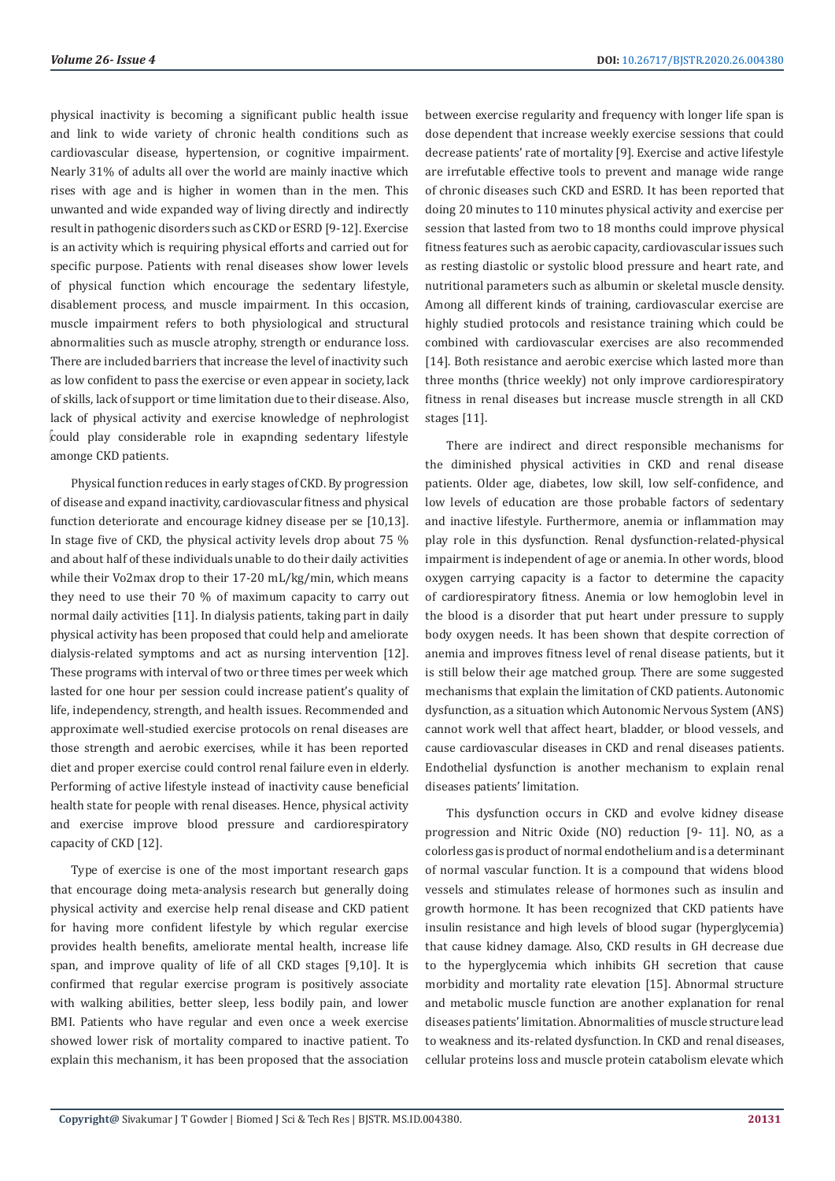physical inactivity is becoming a significant public health issue and link to wide variety of chronic health conditions such as cardiovascular disease, hypertension, or cognitive impairment. Nearly 31% of adults all over the world are mainly inactive which rises with age and is higher in women than in the men. This unwanted and wide expanded way of living directly and indirectly result in pathogenic disorders such as CKD or ESRD [9-12]. Exercise is an activity which is requiring physical efforts and carried out for specific purpose. Patients with renal diseases show lower levels of physical function which encourage the sedentary lifestyle, disablement process, and muscle impairment. In this occasion, muscle impairment refers to both physiological and structural abnormalities such as muscle atrophy, strength or endurance loss. There are included barriers that increase the level of inactivity such as low confident to pass the exercise or even appear in society, lack of skills, lack of support or time limitation due to their disease. Also, lack of physical activity and exercise knowledge of nephrologist could play considerable role in exapnding sedentary lifestyle amonge CKD patients.

Physical function reduces in early stages of CKD. By progression of disease and expand inactivity, cardiovascular fitness and physical function deteriorate and encourage kidney disease per se [10,13]. In stage five of CKD, the physical activity levels drop about 75 % and about half of these individuals unable to do their daily activities while their Vo2max drop to their 17-20 mL/kg/min, which means they need to use their 70 % of maximum capacity to carry out normal daily activities [11]. In dialysis patients, taking part in daily physical activity has been proposed that could help and ameliorate dialysis-related symptoms and act as nursing intervention [12]. These programs with interval of two or three times per week which lasted for one hour per session could increase patient's quality of life, independency, strength, and health issues. Recommended and approximate well-studied exercise protocols on renal diseases are those strength and aerobic exercises, while it has been reported diet and proper exercise could control renal failure even in elderly. Performing of active lifestyle instead of inactivity cause beneficial health state for people with renal diseases. Hence, physical activity and exercise improve blood pressure and cardiorespiratory capacity of CKD [12].

Type of exercise is one of the most important research gaps that encourage doing meta-analysis research but generally doing physical activity and exercise help renal disease and CKD patient for having more confident lifestyle by which regular exercise provides health benefits, ameliorate mental health, increase life span, and improve quality of life of all CKD stages [9,10]. It is confirmed that regular exercise program is positively associate with walking abilities, better sleep, less bodily pain, and lower BMI. Patients who have regular and even once a week exercise showed lower risk of mortality compared to inactive patient. To explain this mechanism, it has been proposed that the association between exercise regularity and frequency with longer life span is dose dependent that increase weekly exercise sessions that could decrease patients' rate of mortality [9]. Exercise and active lifestyle are irrefutable effective tools to prevent and manage wide range of chronic diseases such CKD and ESRD. It has been reported that doing 20 minutes to 110 minutes physical activity and exercise per session that lasted from two to 18 months could improve physical fitness features such as aerobic capacity, cardiovascular issues such as resting diastolic or systolic blood pressure and heart rate, and nutritional parameters such as albumin or skeletal muscle density. Among all different kinds of training, cardiovascular exercise are highly studied protocols and resistance training which could be combined with cardiovascular exercises are also recommended [14]. Both resistance and aerobic exercise which lasted more than three months (thrice weekly) not only improve cardiorespiratory fitness in renal diseases but increase muscle strength in all CKD stages [11].

There are indirect and direct responsible mechanisms for the diminished physical activities in CKD and renal disease patients. Older age, diabetes, low skill, low self-confidence, and low levels of education are those probable factors of sedentary and inactive lifestyle. Furthermore, anemia or inflammation may play role in this dysfunction. Renal dysfunction-related-physical impairment is independent of age or anemia. In other words, blood oxygen carrying capacity is a factor to determine the capacity of cardiorespiratory fitness. Anemia or low hemoglobin level in the blood is a disorder that put heart under pressure to supply body oxygen needs. It has been shown that despite correction of anemia and improves fitness level of renal disease patients, but it is still below their age matched group. There are some suggested mechanisms that explain the limitation of CKD patients. Autonomic dysfunction, as a situation which Autonomic Nervous System (ANS) cannot work well that affect heart, bladder, or blood vessels, and cause cardiovascular diseases in CKD and renal diseases patients. Endothelial dysfunction is another mechanism to explain renal diseases patients' limitation.

This dysfunction occurs in CKD and evolve kidney disease progression and Nitric Oxide (NO) reduction [9- 11]. NO, as a colorless gas is product of normal endothelium and is a determinant of normal vascular function. It is a compound that widens blood vessels and stimulates release of hormones such as insulin and growth hormone. It has been recognized that CKD patients have insulin resistance and high levels of blood sugar (hyperglycemia) that cause kidney damage. Also, CKD results in GH decrease due to the hyperglycemia which inhibits GH secretion that cause morbidity and mortality rate elevation [15]. Abnormal structure and metabolic muscle function are another explanation for renal diseases patients' limitation. Abnormalities of muscle structure lead to weakness and its-related dysfunction. In CKD and renal diseases, cellular proteins loss and muscle protein catabolism elevate which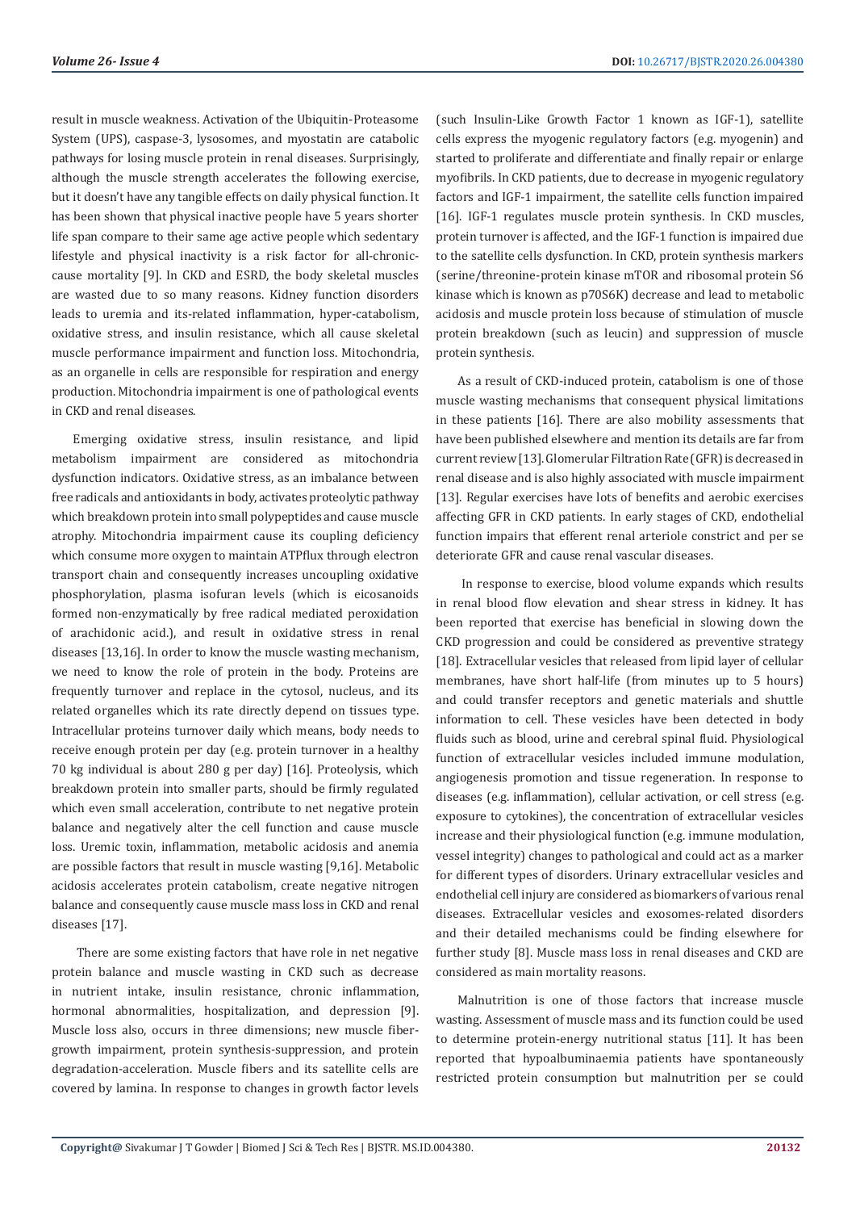result in muscle weakness. Activation of the Ubiquitin-Proteasome System (UPS), caspase-3, lysosomes, and myostatin are catabolic pathways for losing muscle protein in renal diseases. Surprisingly, although the muscle strength accelerates the following exercise, but it doesn't have any tangible effects on daily physical function. It has been shown that physical inactive people have 5 years shorter life span compare to their same age active people which sedentary lifestyle and physical inactivity is a risk factor for all-chronic-cause mortality [9]. In CKD and ESRD, the body skeletal muscles are wasted due to so many reasons. Kidney function disorders leads to uremia and its-related inflammation, hyper-catabolism, oxidative stress, and insulin resistance, which all cause skeletal muscle performance impairment and function loss. Mitochondria, as an organelle in cells are responsible for respiration and energy production. Mitochondria impairment is one of pathological events in CKD and renal diseases.

Emerging oxidative stress, insulin resistance, and lipid metabolism impairment are considered as mitochondria dysfunction indicators. Oxidative stress, as an imbalance between free radicals and antioxidants in body, activates proteolytic pathway which breakdown protein into small polypeptides and cause muscle atrophy. Mitochondria impairment cause its coupling deficiency which consume more oxygen to maintain ATPflux through electron transport chain and consequently increases uncoupling oxidative phosphorylation, plasma isofuran levels (which is eicosanoids formed non-enzymatically by free radical mediated peroxidation of arachidonic acid.), and result in oxidative stress in renal diseases [13,16]. In order to know the muscle wasting mechanism, we need to know the role of protein in the body. Proteins are frequently turnover and replace in the cytosol, nucleus, and its related organelles which its rate directly depend on tissues type. Intracellular proteins turnover daily which means, body needs to receive enough protein per day (e.g. protein turnover in a healthy 70 kg individual is about 280 g per day) [16]. Proteolysis, which breakdown protein into smaller parts, should be firmly regulated which even small acceleration, contribute to net negative protein balance and negatively alter the cell function and cause muscle loss. Uremic toxin, inflammation, metabolic acidosis and anemia are possible factors that result in muscle wasting [9,16]. Metabolic acidosis accelerates protein catabolism, create negative nitrogen balance and consequently cause muscle mass loss in CKD and renal diseases [17].

There are some existing factors that have role in net negative protein balance and muscle wasting in CKD such as decrease in nutrient intake, insulin resistance, chronic inflammation, hormonal abnormalities, hospitalization, and depression [9]. Muscle loss also, occurs in three dimensions; new muscle fiber-growth impairment, protein synthesis-suppression, and protein degradation-acceleration. Muscle fibers and its satellite cells are covered by lamina. In response to changes in growth factor levels (such Insulin-Like Growth Factor 1 known as IGF-1), satellite cells express the myogenic regulatory factors (e.g. myogenin) and started to proliferate and differentiate and finally repair or enlarge myofibrils. In CKD patients, due to decrease in myogenic regulatory factors and IGF-1 impairment, the satellite cells function impaired [16]. IGF-1 regulates muscle protein synthesis. In CKD muscles, protein turnover is affected, and the IGF-1 function is impaired due to the satellite cells dysfunction. In CKD, protein synthesis markers (serine/threonine-protein kinase mTOR and ribosomal protein S6 kinase which is known as p70S6K) decrease and lead to metabolic acidosis and muscle protein loss because of stimulation of muscle protein breakdown (such as leucin) and suppression of muscle protein synthesis.

As a result of CKD-induced protein, catabolism is one of those muscle wasting mechanisms that consequent physical limitations in these patients [16]. There are also mobility assessments that have been published elsewhere and mention its details are far from current review [13]. Glomerular Filtration Rate (GFR) is decreased in renal disease and is also highly associated with muscle impairment [13]. Regular exercises have lots of benefits and aerobic exercises affecting GFR in CKD patients. In early stages of CKD, endothelial function impairs that efferent renal arteriole constrict and per se deteriorate GFR and cause renal vascular diseases.

In response to exercise, blood volume expands which results in renal blood flow elevation and shear stress in kidney. It has been reported that exercise has beneficial in slowing down the CKD progression and could be considered as preventive strategy [18]. Extracellular vesicles that released from lipid layer of cellular membranes, have short half-life (from minutes up to 5 hours) and could transfer receptors and genetic materials and shuttle information to cell. These vesicles have been detected in body fluids such as blood, urine and cerebral spinal fluid. Physiological function of extracellular vesicles included immune modulation, angiogenesis promotion and tissue regeneration. In response to diseases (e.g. inflammation), cellular activation, or cell stress (e.g. exposure to cytokines), the concentration of extracellular vesicles increase and their physiological function (e.g. immune modulation, vessel integrity) changes to pathological and could act as a marker for different types of disorders. Urinary extracellular vesicles and endothelial cell injury are considered as biomarkers of various renal diseases. Extracellular vesicles and exosomes-related disorders and their detailed mechanisms could be finding elsewhere for further study [8]. Muscle mass loss in renal diseases and CKD are considered as main mortality reasons.

Malnutrition is one of those factors that increase muscle wasting. Assessment of muscle mass and its function could be used to determine protein-energy nutritional status [11]. It has been reported that hypoalbuminaemia patients have spontaneously restricted protein consumption but malnutrition per se could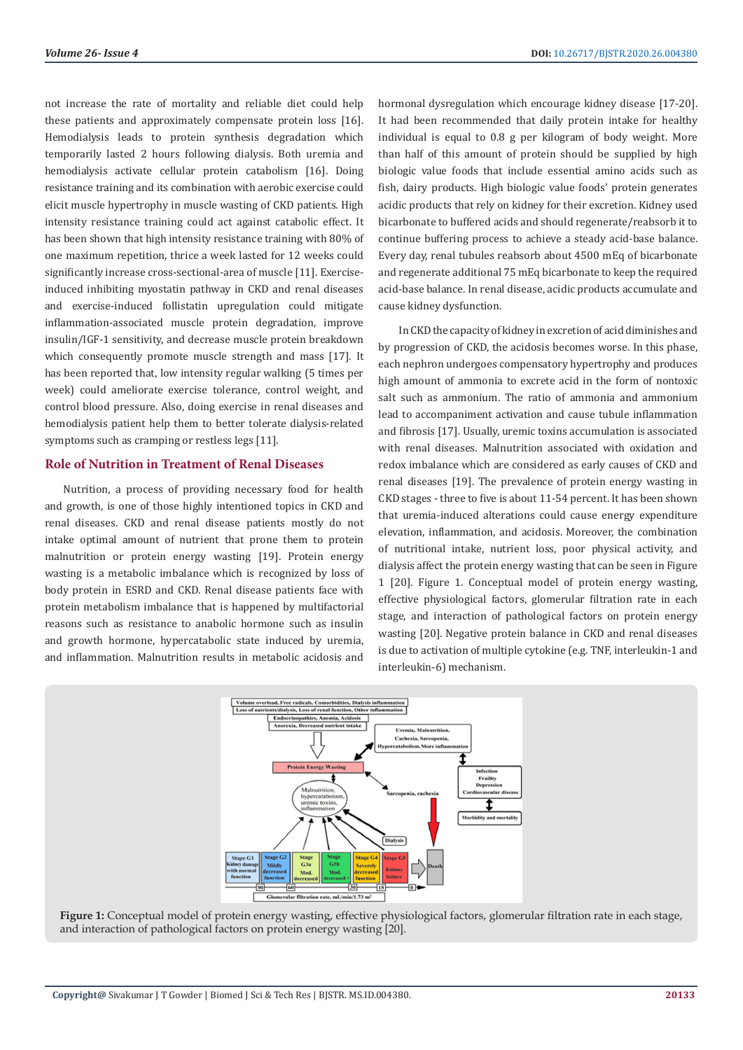not increase the rate of mortality and reliable diet could help these patients and approximately compensate protein loss [16]. Hemodialysis leads to protein synthesis degradation which temporarily lasted 2 hours following dialysis. Both uremia and hemodialysis activate cellular protein catabolism [16]. Doing resistance training and its combination with aerobic exercise could elicit muscle hypertrophy in muscle wasting of CKD patients. High intensity resistance training could act against catabolic effect. It has been shown that high intensity resistance training with 80% of one maximum repetition, thrice a week lasted for 12 weeks could significantly increase cross-sectional-area of muscle [11]. Exercise-induced inhibiting myostatin pathway in CKD and renal diseases and exercise-induced follistatin upregulation could mitigate inflammation-associated muscle protein degradation, improve insulin/IGF-1 sensitivity, and decrease muscle protein breakdown which consequently promote muscle strength and mass [17]. It has been reported that, low intensity regular walking (5 times per week) could ameliorate exercise tolerance, control weight, and control blood pressure. Also, doing exercise in renal diseases and hemodialysis patient help them to better tolerate dialysis-related symptoms such as cramping or restless legs [11].

## Role of Nutrition in Treatment of Renal Diseases

Nutrition, a process of providing necessary food for health and growth, is one of those highly intentioned topics in CKD and renal diseases. CKD and renal disease patients mostly do not intake optimal amount of nutrient that prone them to protein malnutrition or protein energy wasting [19]. Protein energy wasting is a metabolic imbalance which is recognized by loss of body protein in ESRD and CKD. Renal disease patients face with protein metabolism imbalance that is happened by multifactorial reasons such as resistance to anabolic hormone such as insulin and growth hormone, hypercatabolic state induced by uremia, and inflammation. Malnutrition results in metabolic acidosis and hormonal dysregulation which encourage kidney disease [17-20]. It had been recommended that daily protein intake for healthy individual is equal to 0.8 g per kilogram of body weight. More than half of this amount of protein should be supplied by high biologic value foods that include essential amino acids such as fish, dairy products. High biologic value foods' protein generates acidic products that rely on kidney for their excretion. Kidney used bicarbonate to buffered acids and should regenerate/reabsorb it to continue buffering process to achieve a steady acid-base balance. Every day, renal tubules reabsorb about 4500 mEq of bicarbonate and regenerate additional 75 mEq bicarbonate to keep the required acid-base balance. In renal disease, acidic products accumulate and cause kidney dysfunction.

In CKD the capacity of kidney in excretion of acid diminishes and by progression of CKD, the acidosis becomes worse. In this phase, each nephron undergoes compensatory hypertrophy and produces high amount of ammonia to excrete acid in the form of nontoxic salt such as ammonium. The ratio of ammonia and ammonium lead to accompaniment activation and cause tubule inflammation and fibrosis [17]. Usually, uremic toxins accumulation is associated with renal diseases. Malnutrition associated with oxidation and redox imbalance which are considered as early causes of CKD and renal diseases [19]. The prevalence of protein energy wasting in CKD stages - three to five is about 11-54 percent. It has been shown that uremia-induced alterations could cause energy expenditure elevation, inflammation, and acidosis. Moreover, the combination of nutritional intake, nutrient loss, poor physical activity, and dialysis affect the protein energy wasting that can be seen in Figure 1 [20]. Figure 1. Conceptual model of protein energy wasting, effective physiological factors, glomerular filtration rate in each stage, and interaction of pathological factors on protein energy wasting [20]. Negative protein balance in CKD and renal diseases is due to activation of multiple cytokine (e.g. TNF, interleukin-1 and interleukin-6) mechanism.

**Figure 1:** Conceptual model of protein energy wasting, effective physiological factors, glomerular filtration rate in each stage, and interaction of pathological factors on protein energy wasting [20].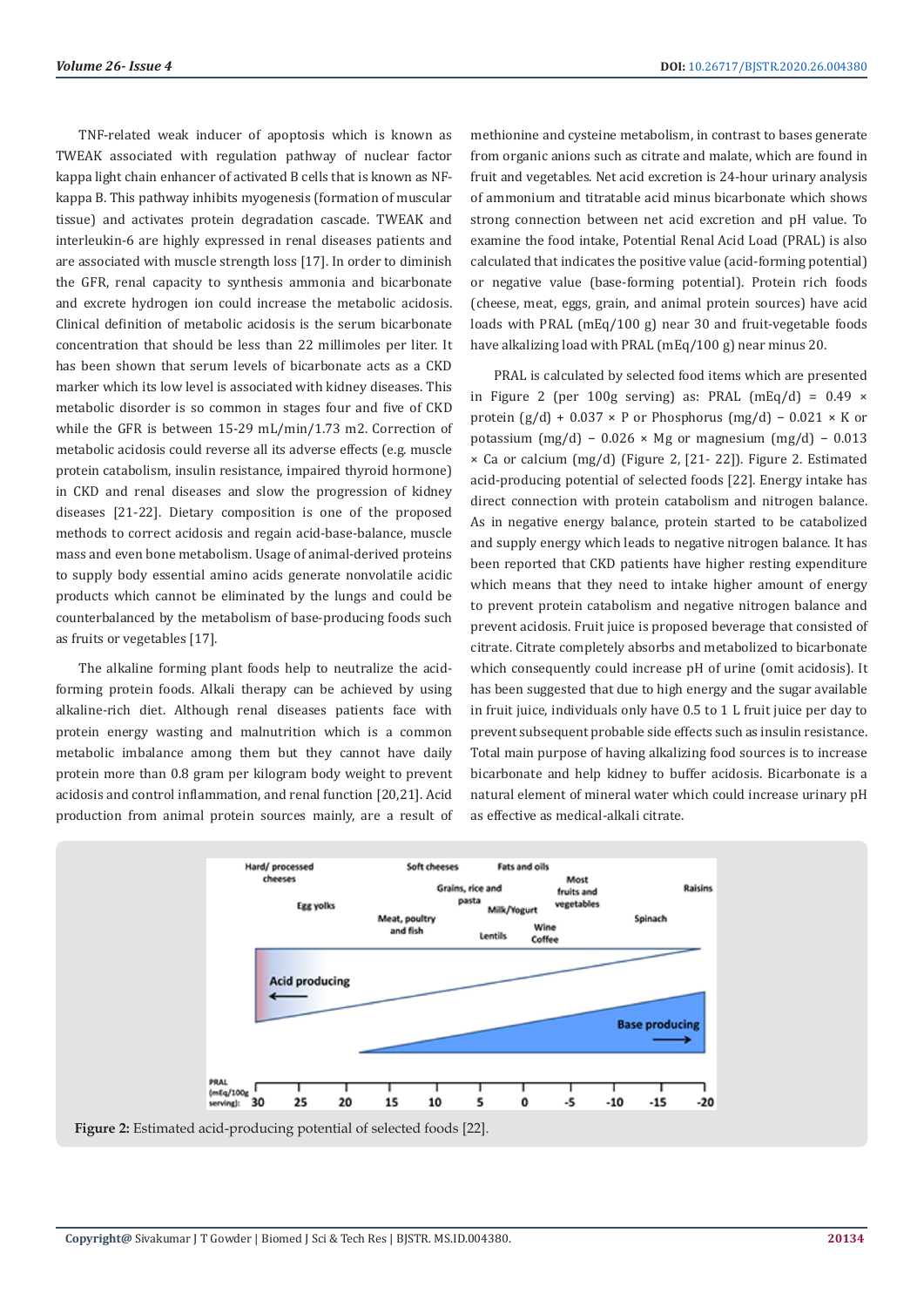TNF-related weak inducer of apoptosis which is known as TWEAK associated with regulation pathway of nuclear factor kappa light chain enhancer of activated B cells that is known as NF-kappa B. This pathway inhibits myogenesis (formation of muscular tissue) and activates protein degradation cascade. TWEAK and interleukin-6 are highly expressed in renal diseases patients and are associated with muscle strength loss [17]. In order to diminish the GFR, renal capacity to synthesis ammonia and bicarbonate and excrete hydrogen ion could increase the metabolic acidosis. Clinical definition of metabolic acidosis is the serum bicarbonate concentration that should be less than 22 millimoles per liter. It has been shown that serum levels of bicarbonate acts as a CKD marker which its low level is associated with kidney diseases. This metabolic disorder is so common in stages four and five of CKD while the GFR is between 15-29 mL/min/1.73 m2. Correction of metabolic acidosis could reverse all its adverse effects (e.g. muscle protein catabolism, insulin resistance, impaired thyroid hormone) in CKD and renal diseases and slow the progression of kidney diseases [21-22]. Dietary composition is one of the proposed methods to correct acidosis and regain acid-base-balance, muscle mass and even bone metabolism. Usage of animal-derived proteins to supply body essential amino acids generate nonvolatile acidic products which cannot be eliminated by the lungs and could be counterbalanced by the metabolism of base-producing foods such as fruits or vegetables [17].

The alkaline forming plant foods help to neutralize the acid-forming protein foods. Alkali therapy can be achieved by using alkaline-rich diet. Although renal diseases patients face with protein energy wasting and malnutrition which is a common metabolic imbalance among them but they cannot have daily protein more than 0.8 gram per kilogram body weight to prevent acidosis and control inflammation, and renal function [20,21]. Acid production from animal protein sources mainly, are a result of methionine and cysteine metabolism, in contrast to bases generate from organic anions such as citrate and malate, which are found in fruit and vegetables. Net acid excretion is 24-hour urinary analysis of ammonium and titratable acid minus bicarbonate which shows strong connection between net acid excretion and pH value. To examine the food intake, Potential Renal Acid Load (PRAL) is also calculated that indicates the positive value (acid-forming potential) or negative value (base-forming potential). Protein rich foods (cheese, meat, eggs, grain, and animal protein sources) have acid loads with PRAL (mEq/100 g) near 30 and fruit-vegetable foods have alkalizing load with PRAL (mEq/100 g) near minus 20.

PRAL is calculated by selected food items which are presented in Figure 2 (per 100g serving) as: PRAL (mEq/d) = 0.49 × protein (g/d) + 0.037 × P or Phosphorus (mg/d) − 0.021 × K or potassium (mg/d) − 0.026 × Mg or magnesium (mg/d) − 0.013 × Ca or calcium (mg/d) (Figure 2, [21- 22]). Figure 2. Estimated acid-producing potential of selected foods [22]. Energy intake has direct connection with protein catabolism and nitrogen balance. As in negative energy balance, protein started to be catabolized and supply energy which leads to negative nitrogen balance. It has been reported that CKD patients have higher resting expenditure which means that they need to intake higher amount of energy to prevent protein catabolism and negative nitrogen balance and prevent acidosis. Fruit juice is proposed beverage that consisted of citrate. Citrate completely absorbs and metabolized to bicarbonate which consequently could increase pH of urine (omit acidosis). It has been suggested that due to high energy and the sugar available in fruit juice, individuals only have 0.5 to 1 L fruit juice per day to prevent subsequent probable side effects such as insulin resistance. Total main purpose of having alkalizing food sources is to increase bicarbonate and help kidney to buffer acidosis. Bicarbonate is a natural element of mineral water which could increase urinary pH as effective as medical-alkali citrate.

**Figure 2:** Estimated acid-producing potential of selected foods [22].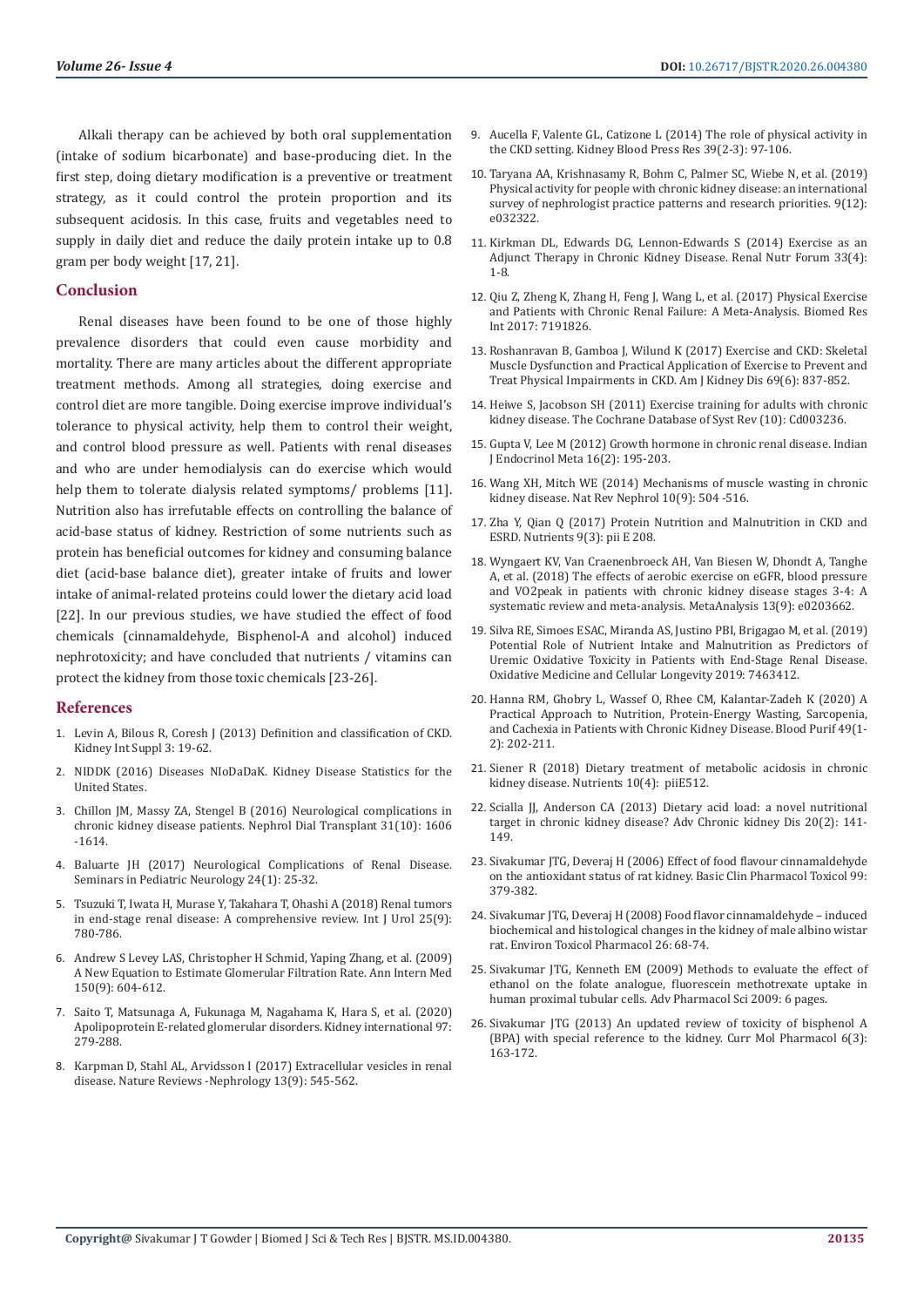Alkali therapy can be achieved by both oral supplementation (intake of sodium bicarbonate) and base-producing diet. In the first step, doing dietary modification is a preventive or treatment strategy, as it could control the protein proportion and its subsequent acidosis. In this case, fruits and vegetables need to supply in daily diet and reduce the daily protein intake up to 0.8 gram per body weight [17, 21].

## Conclusion

Renal diseases have been found to be one of those highly prevalence disorders that could even cause morbidity and mortality. There are many articles about the different appropriate treatment methods. Among all strategies, doing exercise and control diet are more tangible. Doing exercise improve individual's tolerance to physical activity, help them to control their weight, and control blood pressure as well. Patients with renal diseases and who are under hemodialysis can do exercise which would help them to tolerate dialysis related symptoms/ problems [11]. Nutrition also has irrefutable effects on controlling the balance of acid-base status of kidney. Restriction of some nutrients such as protein has beneficial outcomes for kidney and consuming balance diet (acid-base balance diet), greater intake of fruits and lower intake of animal-related proteins could lower the dietary acid load [22]. In our previous studies, we have studied the effect of food chemicals (cinnamaldehyde, Bisphenol-A and alcohol) induced nephrotoxicity; and have concluded that nutrients / vitamins can protect the kidney from those toxic chemicals [23-26].

## References

1. Levin A, Bilous R, Coresh J (2013) Definition and classification of CKD. Kidney Int Suppl 3: 19-62.
2. NIDDK (2016) Diseases NIoDaDaK. Kidney Disease Statistics for the United States.
3. Chillon JM, Massy ZA, Stengel B (2016) Neurological complications in chronic kidney disease patients. Nephrol Dial Transplant 31(10): 1606 -1614.
4. Baluarte JH (2017) Neurological Complications of Renal Disease. Seminars in Pediatric Neurology 24(1): 25-32.
5. Tsuzuki T, Iwata H, Murase Y, Takahara T, Ohashi A (2018) Renal tumors in end-stage renal disease: A comprehensive review. Int J Urol 25(9): 780-786.
6. Andrew S Levey LAS, Christopher H Schmid, Yaping Zhang, et al. (2009) A New Equation to Estimate Glomerular Filtration Rate. Ann Intern Med 150(9): 604-612.
7. Saito T, Matsunaga A, Fukunaga M, Nagahama K, Hara S, et al. (2020) Apolipoprotein E-related glomerular disorders. Kidney international 97: 279-288.
8. Karpman D, Stahl AL, Arvidsson I (2017) Extracellular vesicles in renal disease. Nature Reviews -Nephrology 13(9): 545-562.
9. Aucella F, Valente GL, Catizone L (2014) The role of physical activity in the CKD setting. Kidney Blood Press Res 39(2-3): 97-106.
10. Taryana AA, Krishnasamy R, Bohm C, Palmer SC, Wiebe N, et al. (2019) Physical activity for people with chronic kidney disease: an international survey of nephrologist practice patterns and research priorities. 9(12): e032322.
11. Kirkman DL, Edwards DG, Lennon-Edwards S (2014) Exercise as an Adjunct Therapy in Chronic Kidney Disease. Renal Nutr Forum 33(4): 1-8.
12. Qiu Z, Zheng K, Zhang H, Feng J, Wang L, et al. (2017) Physical Exercise and Patients with Chronic Renal Failure: A Meta-Analysis. Biomed Res Int 2017: 7191826.
13. Roshanravan B, Gamboa J, Wilund K (2017) Exercise and CKD: Skeletal Muscle Dysfunction and Practical Application of Exercise to Prevent and Treat Physical Impairments in CKD. Am J Kidney Dis 69(6): 837-852.
14. Heiwe S, Jacobson SH (2011) Exercise training for adults with chronic kidney disease. The Cochrane Database of Syst Rev (10): Cd003236.
15. Gupta V, Lee M (2012) Growth hormone in chronic renal disease. Indian J Endocrinol Meta 16(2): 195-203.
16. Wang XH, Mitch WE (2014) Mechanisms of muscle wasting in chronic kidney disease. Nat Rev Nephrol 10(9): 504 -516.
17. Zha Y, Qian Q (2017) Protein Nutrition and Malnutrition in CKD and ESRD. Nutrients 9(3): pii E 208.
18. Wyngaert KV, Van Craenenbroeck AH, Van Biesen W, Dhondt A, Tanghe A, et al. (2018) The effects of aerobic exercise on eGFR, blood pressure and VO2peak in patients with chronic kidney disease stages 3-4: A systematic review and meta-analysis. MetaAnalysis 13(9): e0203662.
19. Silva RE, Simoes ESAC, Miranda AS, Justino PBI, Brigagao M, et al. (2019) Potential Role of Nutrient Intake and Malnutrition as Predictors of Uremic Oxidative Toxicity in Patients with End-Stage Renal Disease. Oxidative Medicine and Cellular Longevity 2019: 7463412.
20. Hanna RM, Ghobry L, Wassef O, Rhee CM, Kalantar-Zadeh K (2020) A Practical Approach to Nutrition, Protein-Energy Wasting, Sarcopenia, and Cachexia in Patients with Chronic Kidney Disease. Blood Purif 49(1-2): 202-211.
21. Siener R (2018) Dietary treatment of metabolic acidosis in chronic kidney disease. Nutrients 10(4): piiE512.
22. Scialla JJ, Anderson CA (2013) Dietary acid load: a novel nutritional target in chronic kidney disease? Adv Chronic kidney Dis 20(2): 141-149.
23. Sivakumar JTG, Deveraj H (2006) Effect of food flavour cinnamaldehyde on the antioxidant status of rat kidney. Basic Clin Pharmacol Toxicol 99: 379-382.
24. Sivakumar JTG, Deveraj H (2008) Food flavor cinnamaldehyde – induced biochemical and histological changes in the kidney of male albino wistar rat. Environ Toxicol Pharmacol 26: 68-74.
25. Sivakumar JTG, Kenneth EM (2009) Methods to evaluate the effect of ethanol on the folate analogue, fluorescein methotrexate uptake in human proximal tubular cells. Adv Pharmacol Sci 2009: 6 pages.
26. Sivakumar JTG (2013) An updated review of toxicity of bisphenol A (BPA) with special reference to the kidney. Curr Mol Pharmacol 6(3): 163-172.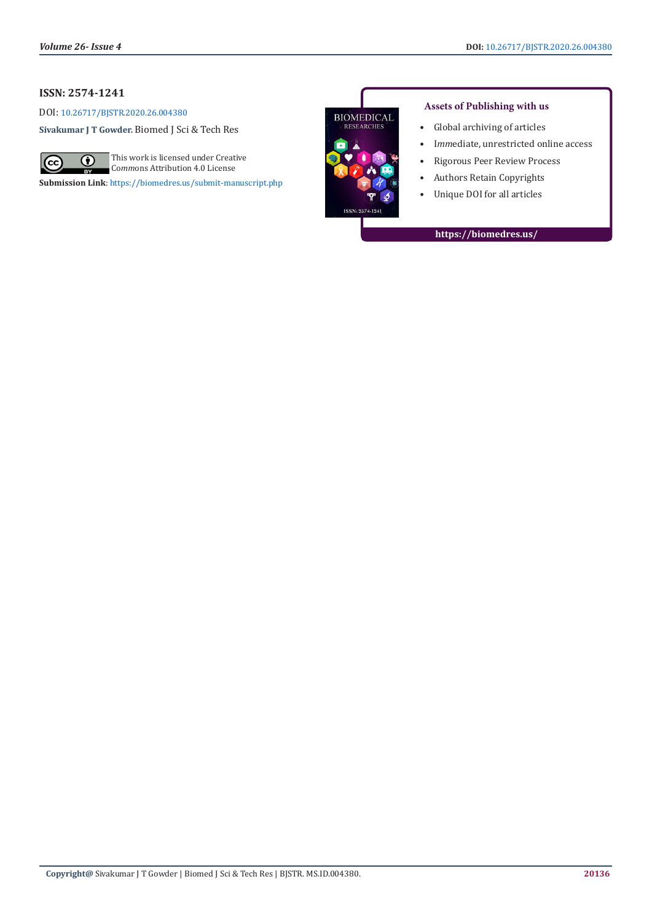**ISSN: 2574-1241**

DOI: 10.26717/BJSTR.2020.26.004380

**Sivakumar J T Gowder.** Biomed J Sci & Tech Res

This work is licensed under Creative Commons Attribution 4.0 License

**Submission Link**: https://biomedres.us/submit-manuscript.php

### Assets of Publishing with us

- Global archiving of articles
- Immediate, unrestricted online access
- Rigorous Peer Review Process
- Authors Retain Copyrights
- Unique DOI for all articles

**https://biomedres.us/**